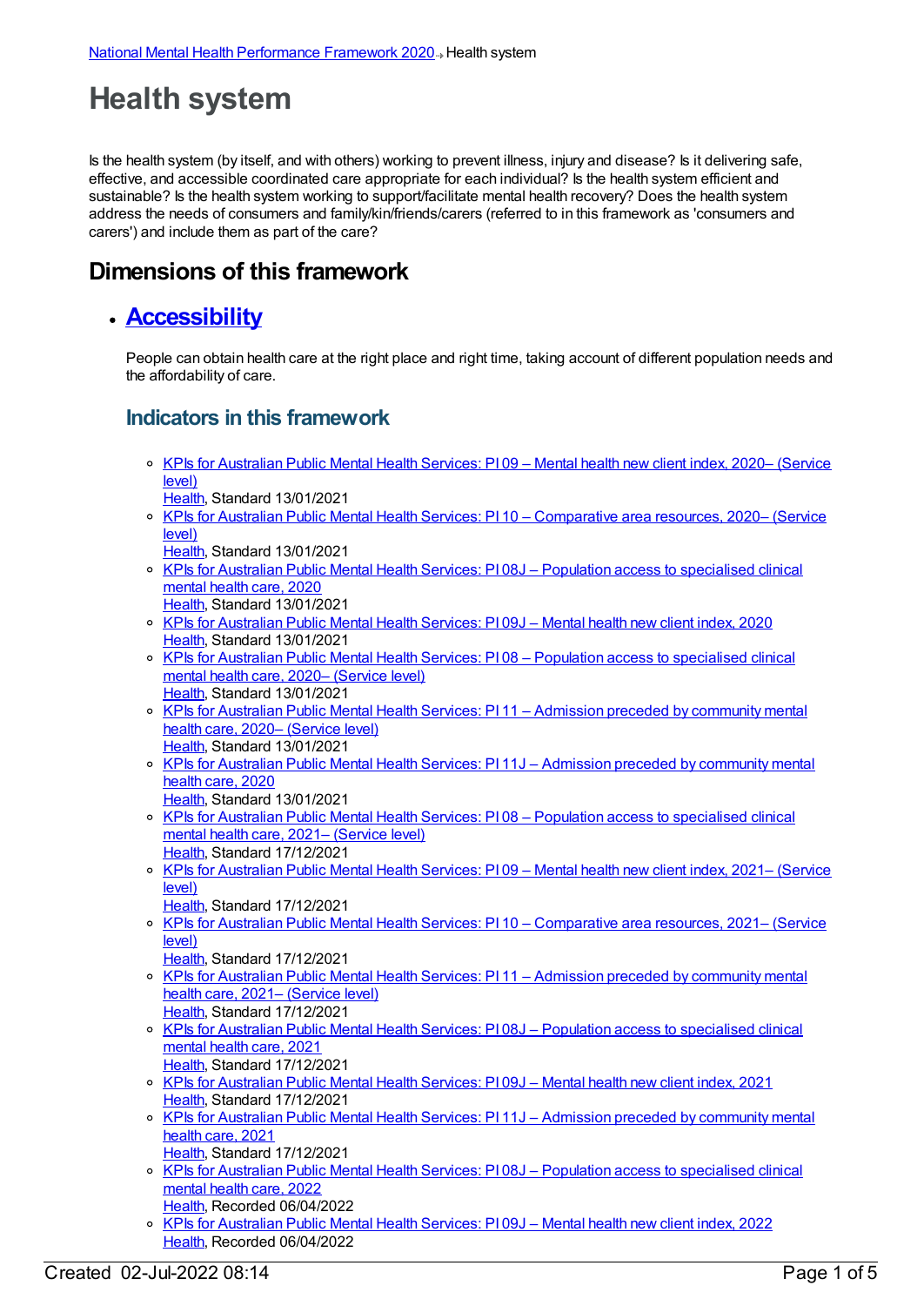National Mental Health Performance Framework 2020 › Health system

# Health system

Is the health system (by itself, and with others) working to prevent illness, injury and disease? Is it delivering safe, effective, and accessible coordinated care appropriate for each individual? Is the health system efficient and sustainable? Is the health system working to support/facilitate mental health recovery? Does the health system address the needs of consumers and family/kin/friends/carers (referred to in this framework as 'consumers and carers') and include them as part of the care?

## Dimensions of this framework

- ## Accessibility

  People can obtain health care at the right place and right time, taking account of different population needs and the affordability of care.

  ### Indicators in this framework

  - KPIs for Australian Public Mental Health Services: PI 09 – Mental health new client index, 2020– (Service level)
    Health, Standard 13/01/2021
  - KPIs for Australian Public Mental Health Services: PI 10 – Comparative area resources, 2020– (Service level)
    Health, Standard 13/01/2021
  - KPIs for Australian Public Mental Health Services: PI 08J – Population access to specialised clinical mental health care, 2020
    Health, Standard 13/01/2021
  - KPIs for Australian Public Mental Health Services: PI 09J – Mental health new client index, 2020
    Health, Standard 13/01/2021
  - KPIs for Australian Public Mental Health Services: PI 08 – Population access to specialised clinical mental health care, 2020– (Service level)
    Health, Standard 13/01/2021
  - KPIs for Australian Public Mental Health Services: PI 11 – Admission preceded by community mental health care, 2020– (Service level)
    Health, Standard 13/01/2021
  - KPIs for Australian Public Mental Health Services: PI 11J – Admission preceded by community mental health care, 2020
    Health, Standard 13/01/2021
  - KPIs for Australian Public Mental Health Services: PI 08 – Population access to specialised clinical mental health care, 2021– (Service level)
    Health, Standard 17/12/2021
  - KPIs for Australian Public Mental Health Services: PI 09 – Mental health new client index, 2021– (Service level)
    Health, Standard 17/12/2021
  - KPIs for Australian Public Mental Health Services: PI 10 – Comparative area resources, 2021– (Service level)
    Health, Standard 17/12/2021
  - KPIs for Australian Public Mental Health Services: PI 11 – Admission preceded by community mental health care, 2021– (Service level)
    Health, Standard 17/12/2021
  - KPIs for Australian Public Mental Health Services: PI 08J – Population access to specialised clinical mental health care, 2021
    Health, Standard 17/12/2021
  - KPIs for Australian Public Mental Health Services: PI 09J – Mental health new client index, 2021
    Health, Standard 17/12/2021
  - KPIs for Australian Public Mental Health Services: PI 11J – Admission preceded by community mental health care, 2021
    Health, Standard 17/12/2021
  - KPIs for Australian Public Mental Health Services: PI 08J – Population access to specialised clinical mental health care, 2022
    Health, Recorded 06/04/2022
  - KPIs for Australian Public Mental Health Services: PI 09J – Mental health new client index, 2022
    Health, Recorded 06/04/2022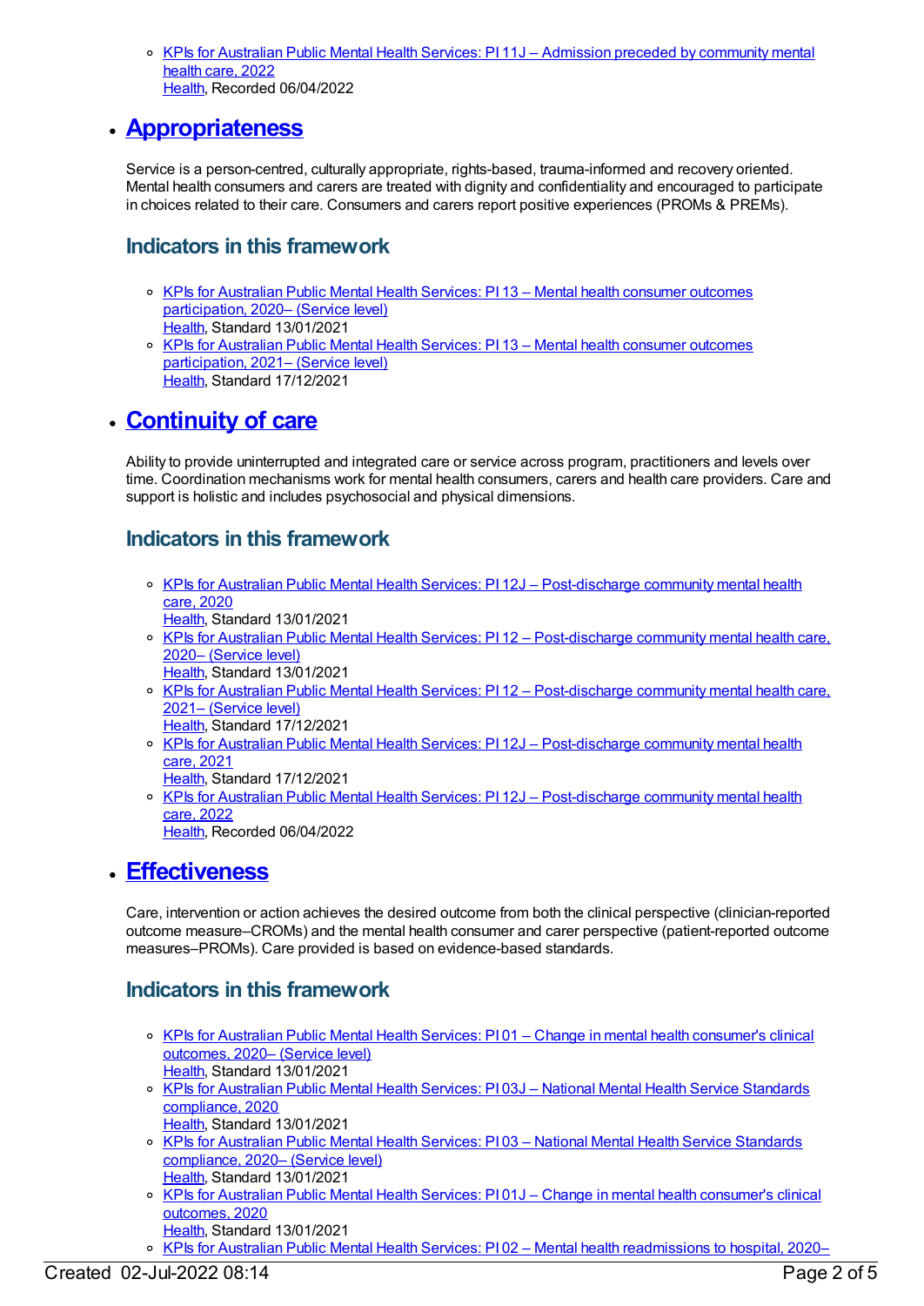- [KPIs for Australian Public Mental Health Services: PI 11J – Admission preceded by community mental health care, 2022]
  Health, Recorded 06/04/2022

## Appropriateness

Service is a person-centred, culturally appropriate, rights-based, trauma-informed and recovery oriented. Mental health consumers and carers are treated with dignity and confidentiality and encouraged to participate in choices related to their care. Consumers and carers report positive experiences (PROMs & PREMs).

### Indicators in this framework

- KPIs for Australian Public Mental Health Services: PI 13 – Mental health consumer outcomes participation, 2020– (Service level)
  Health, Standard 13/01/2021
- KPIs for Australian Public Mental Health Services: PI 13 – Mental health consumer outcomes participation, 2021– (Service level)
  Health, Standard 17/12/2021

## Continuity of care

Ability to provide uninterrupted and integrated care or service across program, practitioners and levels over time. Coordination mechanisms work for mental health consumers, carers and health care providers. Care and support is holistic and includes psychosocial and physical dimensions.

### Indicators in this framework

- KPIs for Australian Public Mental Health Services: PI 12J – Post-discharge community mental health care, 2020
  Health, Standard 13/01/2021
- KPIs for Australian Public Mental Health Services: PI 12 – Post-discharge community mental health care, 2020– (Service level)
  Health, Standard 13/01/2021
- KPIs for Australian Public Mental Health Services: PI 12 – Post-discharge community mental health care, 2021– (Service level)
  Health, Standard 17/12/2021
- KPIs for Australian Public Mental Health Services: PI 12J – Post-discharge community mental health care, 2021
  Health, Standard 17/12/2021
- KPIs for Australian Public Mental Health Services: PI 12J – Post-discharge community mental health care, 2022
  Health, Recorded 06/04/2022

## Effectiveness

Care, intervention or action achieves the desired outcome from both the clinical perspective (clinician-reported outcome measure–CROMs) and the mental health consumer and carer perspective (patient-reported outcome measures–PROMs). Care provided is based on evidence-based standards.

### Indicators in this framework

- KPIs for Australian Public Mental Health Services: PI 01 – Change in mental health consumer's clinical outcomes, 2020– (Service level)
  Health, Standard 13/01/2021
- KPIs for Australian Public Mental Health Services: PI 03J – National Mental Health Service Standards compliance, 2020
  Health, Standard 13/01/2021
- KPIs for Australian Public Mental Health Services: PI 03 – National Mental Health Service Standards compliance, 2020– (Service level)
  Health, Standard 13/01/2021
- KPIs for Australian Public Mental Health Services: PI 01J – Change in mental health consumer's clinical outcomes, 2020
  Health, Standard 13/01/2021
- KPIs for Australian Public Mental Health Services: PI 02 – Mental health readmissions to hospital, 2020–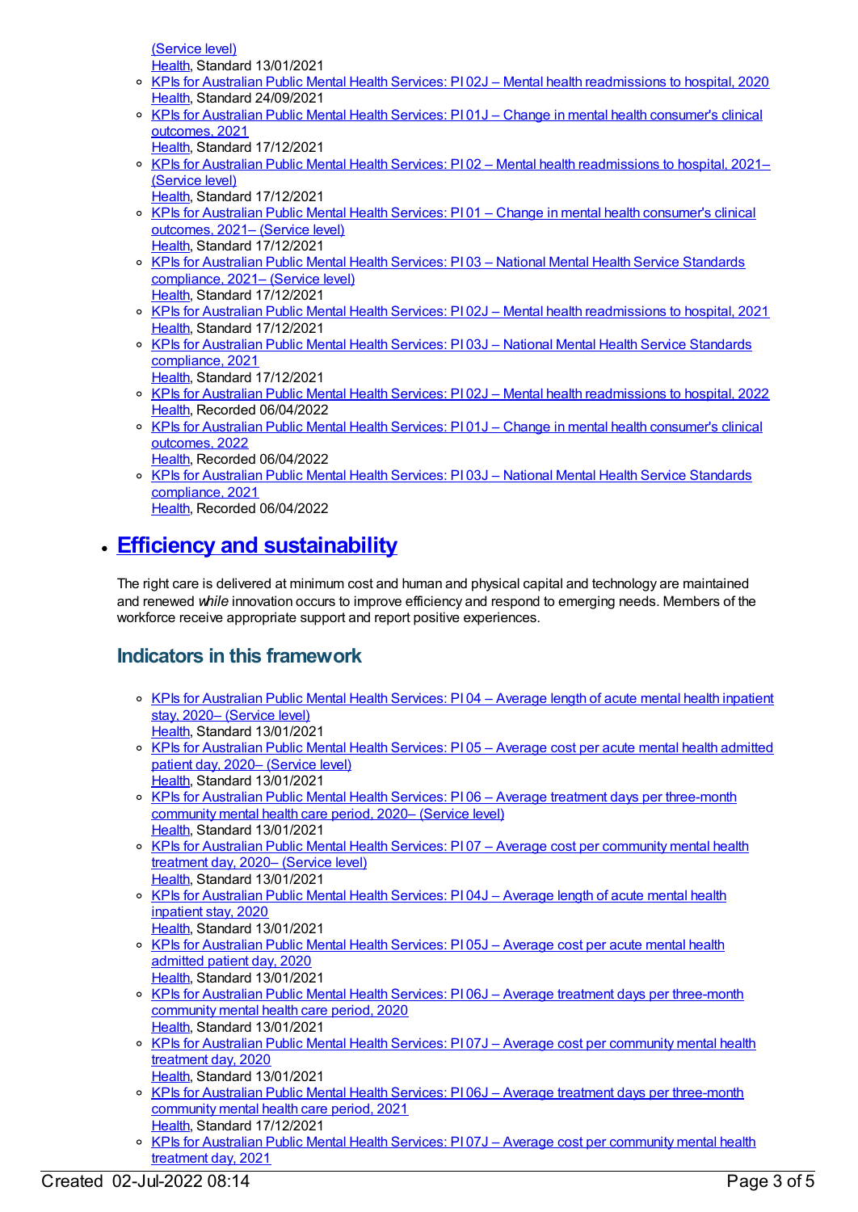[(Service level)](#)
[Health](#), Standard 13/01/2021

- [KPIs for Australian Public Mental Health Services: PI 02J – Mental health readmissions to hospital, 2020](#)
  [Health](#), Standard 24/09/2021
- [KPIs for Australian Public Mental Health Services: PI 01J – Change in mental health consumer's clinical outcomes, 2021](#)
  [Health](#), Standard 17/12/2021
- [KPIs for Australian Public Mental Health Services: PI 02 – Mental health readmissions to hospital, 2021– (Service level)](#)
  [Health](#), Standard 17/12/2021
- [KPIs for Australian Public Mental Health Services: PI 01 – Change in mental health consumer's clinical outcomes, 2021– (Service level)](#)
  [Health](#), Standard 17/12/2021
- [KPIs for Australian Public Mental Health Services: PI 03 – National Mental Health Service Standards compliance, 2021– (Service level)](#)
  [Health](#), Standard 17/12/2021
- [KPIs for Australian Public Mental Health Services: PI 02J – Mental health readmissions to hospital, 2021](#)
  [Health](#), Standard 17/12/2021
- [KPIs for Australian Public Mental Health Services: PI 03J – National Mental Health Service Standards compliance, 2021](#)
  [Health](#), Standard 17/12/2021
- [KPIs for Australian Public Mental Health Services: PI 02J – Mental health readmissions to hospital, 2022](#)
  [Health](#), Recorded 06/04/2022
- [KPIs for Australian Public Mental Health Services: PI 01J – Change in mental health consumer's clinical outcomes, 2022](#)
  [Health](#), Recorded 06/04/2022
- [KPIs for Australian Public Mental Health Services: PI 03J – National Mental Health Service Standards compliance, 2021](#)
  [Health](#), Recorded 06/04/2022

## [Efficiency and sustainability](#)

The right care is delivered at minimum cost and human and physical capital and technology are maintained and renewed *while* innovation occurs to improve efficiency and respond to emerging needs. Members of the workforce receive appropriate support and report positive experiences.

### Indicators in this framework

- [KPIs for Australian Public Mental Health Services: PI 04 – Average length of acute mental health inpatient stay, 2020– (Service level)](#)
  [Health](#), Standard 13/01/2021
- [KPIs for Australian Public Mental Health Services: PI 05 – Average cost per acute mental health admitted patient day, 2020– (Service level)](#)
  [Health](#), Standard 13/01/2021
- [KPIs for Australian Public Mental Health Services: PI 06 – Average treatment days per three-month community mental health care period, 2020– (Service level)](#)
  [Health](#), Standard 13/01/2021
- [KPIs for Australian Public Mental Health Services: PI 07 – Average cost per community mental health treatment day, 2020– (Service level)](#)
  [Health](#), Standard 13/01/2021
- [KPIs for Australian Public Mental Health Services: PI 04J – Average length of acute mental health inpatient stay, 2020](#)
  [Health](#), Standard 13/01/2021
- [KPIs for Australian Public Mental Health Services: PI 05J – Average cost per acute mental health admitted patient day, 2020](#)
  [Health](#), Standard 13/01/2021
- [KPIs for Australian Public Mental Health Services: PI 06J – Average treatment days per three-month community mental health care period, 2020](#)
  [Health](#), Standard 13/01/2021
- [KPIs for Australian Public Mental Health Services: PI 07J – Average cost per community mental health treatment day, 2020](#)
  [Health](#), Standard 13/01/2021
- [KPIs for Australian Public Mental Health Services: PI 06J – Average treatment days per three-month community mental health care period, 2021](#)
  [Health](#), Standard 17/12/2021
- [KPIs for Australian Public Mental Health Services: PI 07J – Average cost per community mental health treatment day, 2021](#)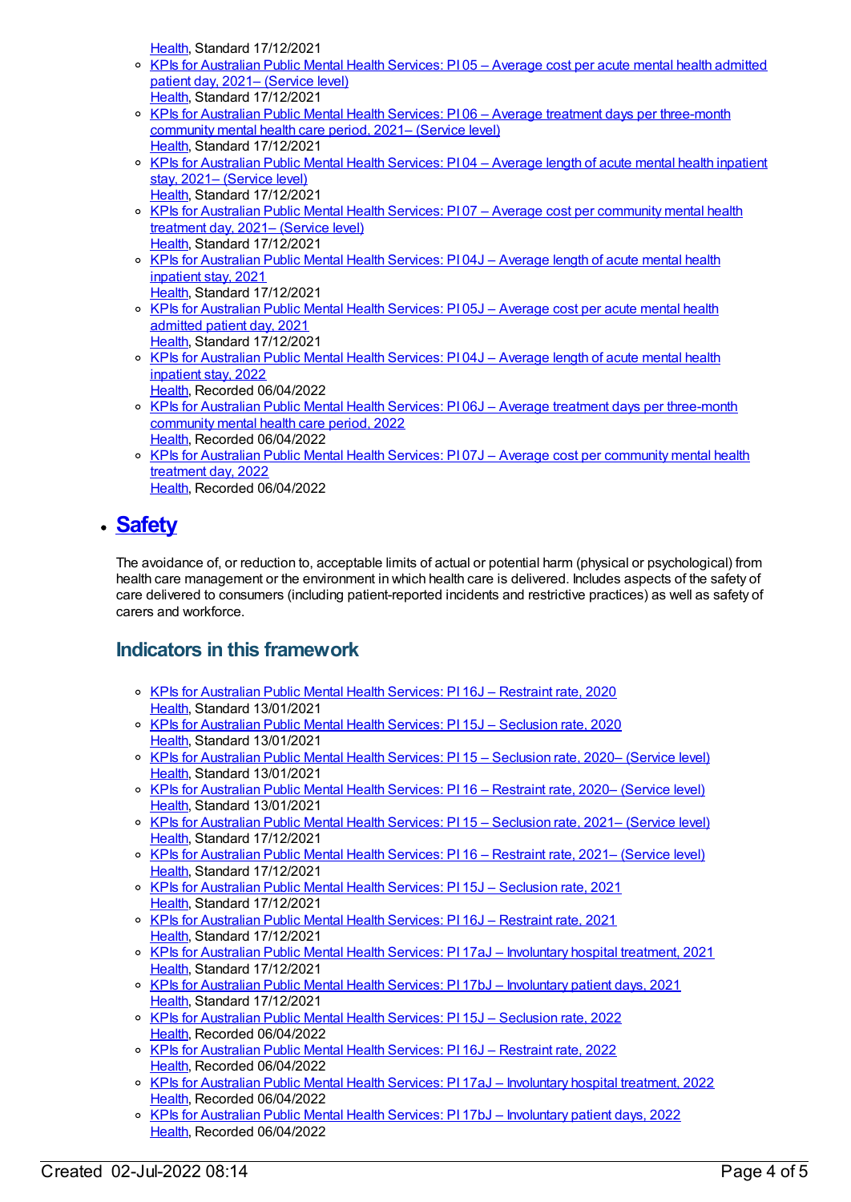Health, Standard 17/12/2021

- KPIs for Australian Public Mental Health Services: PI 05 – Average cost per acute mental health admitted patient day, 2021– (Service level)
  Health, Standard 17/12/2021
- KPIs for Australian Public Mental Health Services: PI 06 – Average treatment days per three-month community mental health care period, 2021– (Service level)
  Health, Standard 17/12/2021
- KPIs for Australian Public Mental Health Services: PI 04 – Average length of acute mental health inpatient stay, 2021– (Service level)
  Health, Standard 17/12/2021
- KPIs for Australian Public Mental Health Services: PI 07 – Average cost per community mental health treatment day, 2021– (Service level)
  Health, Standard 17/12/2021
- KPIs for Australian Public Mental Health Services: PI 04J – Average length of acute mental health inpatient stay, 2021
  Health, Standard 17/12/2021
- KPIs for Australian Public Mental Health Services: PI 05J – Average cost per acute mental health admitted patient day, 2021
  Health, Standard 17/12/2021
- KPIs for Australian Public Mental Health Services: PI 04J – Average length of acute mental health inpatient stay, 2022
  Health, Recorded 06/04/2022
- KPIs for Australian Public Mental Health Services: PI 06J – Average treatment days per three-month community mental health care period, 2022
  Health, Recorded 06/04/2022
- KPIs for Australian Public Mental Health Services: PI 07J – Average cost per community mental health treatment day, 2022
  Health, Recorded 06/04/2022

- **Safety**

The avoidance of, or reduction to, acceptable limits of actual or potential harm (physical or psychological) from health care management or the environment in which health care is delivered. Includes aspects of the safety of care delivered to consumers (including patient-reported incidents and restrictive practices) as well as safety of carers and workforce.

## Indicators in this framework

- KPIs for Australian Public Mental Health Services: PI 16J – Restraint rate, 2020
  Health, Standard 13/01/2021
- KPIs for Australian Public Mental Health Services: PI 15J – Seclusion rate, 2020
  Health, Standard 13/01/2021
- KPIs for Australian Public Mental Health Services: PI 15 – Seclusion rate, 2020– (Service level)
  Health, Standard 13/01/2021
- KPIs for Australian Public Mental Health Services: PI 16 – Restraint rate, 2020– (Service level)
  Health, Standard 13/01/2021
- KPIs for Australian Public Mental Health Services: PI 15 – Seclusion rate, 2021– (Service level)
  Health, Standard 17/12/2021
- KPIs for Australian Public Mental Health Services: PI 16 – Restraint rate, 2021– (Service level)
  Health, Standard 17/12/2021
- KPIs for Australian Public Mental Health Services: PI 15J – Seclusion rate, 2021
  Health, Standard 17/12/2021
- KPIs for Australian Public Mental Health Services: PI 16J – Restraint rate, 2021
  Health, Standard 17/12/2021
- KPIs for Australian Public Mental Health Services: PI 17aJ – Involuntary hospital treatment, 2021
  Health, Standard 17/12/2021
- KPIs for Australian Public Mental Health Services: PI 17bJ – Involuntary patient days, 2021
  Health, Standard 17/12/2021
- KPIs for Australian Public Mental Health Services: PI 15J – Seclusion rate, 2022
  Health, Recorded 06/04/2022
- KPIs for Australian Public Mental Health Services: PI 16J – Restraint rate, 2022
  Health, Recorded 06/04/2022
- KPIs for Australian Public Mental Health Services: PI 17aJ – Involuntary hospital treatment, 2022
  Health, Recorded 06/04/2022
- KPIs for Australian Public Mental Health Services: PI 17bJ – Involuntary patient days, 2022
  Health, Recorded 06/04/2022